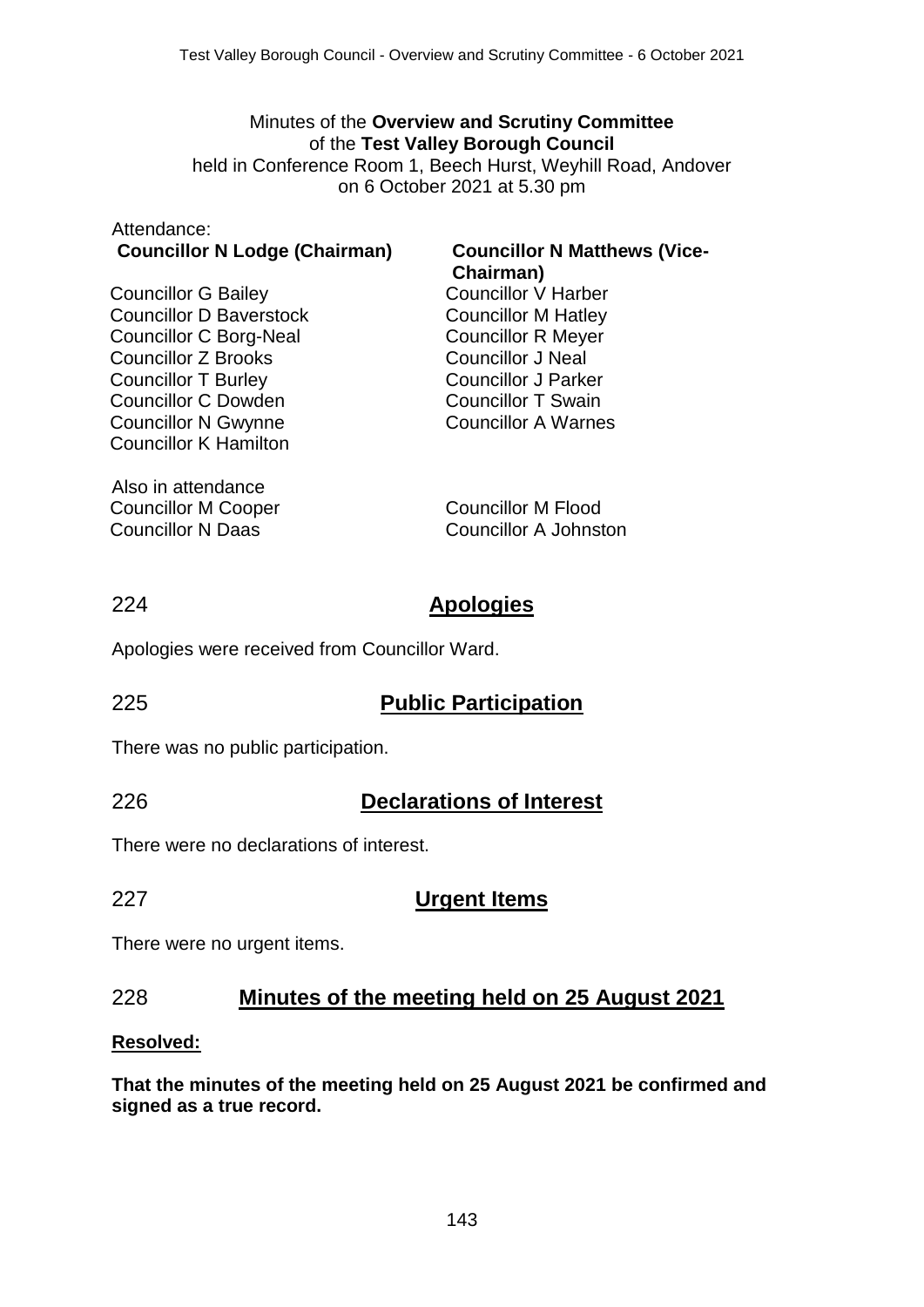Minutes of the **Overview and Scrutiny Committee**
of the **Test Valley Borough Council**
held in Conference Room 1, Beech Hurst, Weyhill Road, Andover
on 6 October 2021 at 5.30 pm

Attendance:

**Councillor N Lodge (Chairman)**
**Councillor N Matthews (Vice-Chairman)**

Councillor G Bailey
Councillor D Baverstock
Councillor C Borg-Neal
Councillor Z Brooks
Councillor T Burley
Councillor C Dowden
Councillor N Gwynne
Councillor K Hamilton
Councillor V Harber
Councillor M Hatley
Councillor R Meyer
Councillor J Neal
Councillor J Parker
Councillor T Swain
Councillor A Warnes

Also in attendance

Councillor M Cooper
Councillor N Daas
Councillor M Flood
Councillor A Johnston

## 224 Apologies

Apologies were received from Councillor Ward.

## 225 Public Participation

There was no public participation.

## 226 Declarations of Interest

There were no declarations of interest.

## 227 Urgent Items

There were no urgent items.

## 228 Minutes of the meeting held on 25 August 2021

**Resolved:**

**That the minutes of the meeting held on 25 August 2021 be confirmed and signed as a true record.**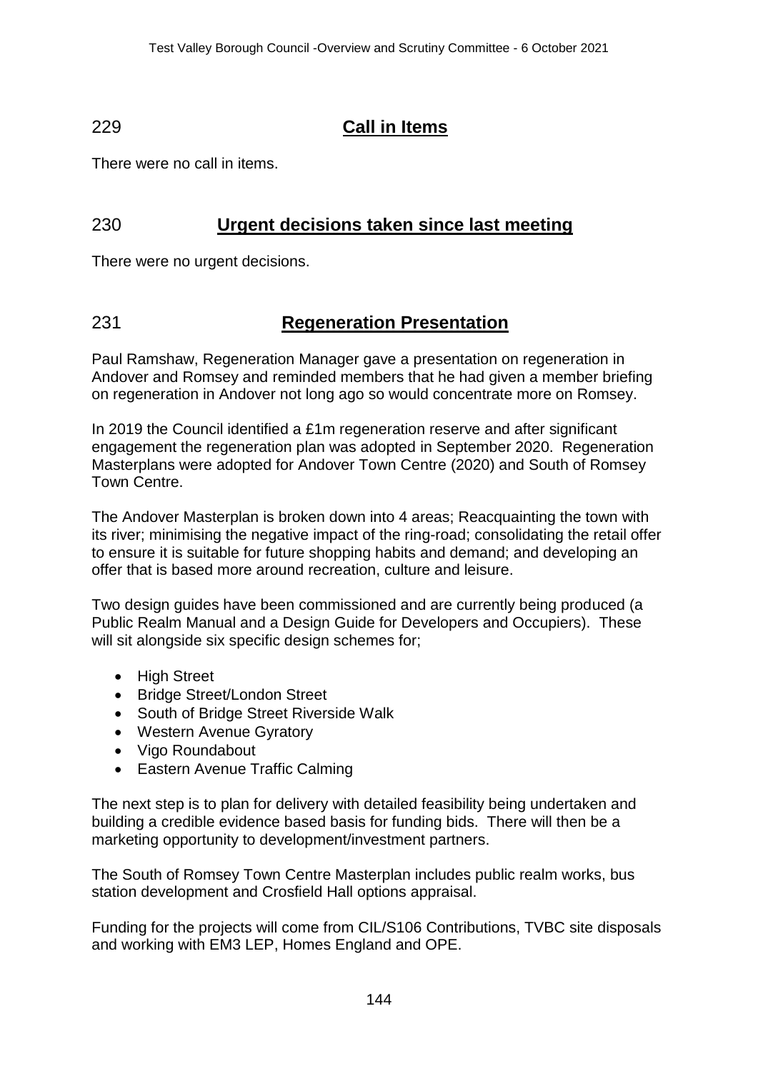## 229 Call in Items

There were no call in items.

## 230 Urgent decisions taken since last meeting

There were no urgent decisions.

## 231 Regeneration Presentation

Paul Ramshaw, Regeneration Manager gave a presentation on regeneration in Andover and Romsey and reminded members that he had given a member briefing on regeneration in Andover not long ago so would concentrate more on Romsey.

In 2019 the Council identified a £1m regeneration reserve and after significant engagement the regeneration plan was adopted in September 2020. Regeneration Masterplans were adopted for Andover Town Centre (2020) and South of Romsey Town Centre.

The Andover Masterplan is broken down into 4 areas; Reacquainting the town with its river; minimising the negative impact of the ring-road; consolidating the retail offer to ensure it is suitable for future shopping habits and demand; and developing an offer that is based more around recreation, culture and leisure.

Two design guides have been commissioned and are currently being produced (a Public Realm Manual and a Design Guide for Developers and Occupiers). These will sit alongside six specific design schemes for;

- High Street
- Bridge Street/London Street
- South of Bridge Street Riverside Walk
- Western Avenue Gyratory
- Vigo Roundabout
- Eastern Avenue Traffic Calming

The next step is to plan for delivery with detailed feasibility being undertaken and building a credible evidence based basis for funding bids. There will then be a marketing opportunity to development/investment partners.

The South of Romsey Town Centre Masterplan includes public realm works, bus station development and Crosfield Hall options appraisal.

Funding for the projects will come from CIL/S106 Contributions, TVBC site disposals and working with EM3 LEP, Homes England and OPE.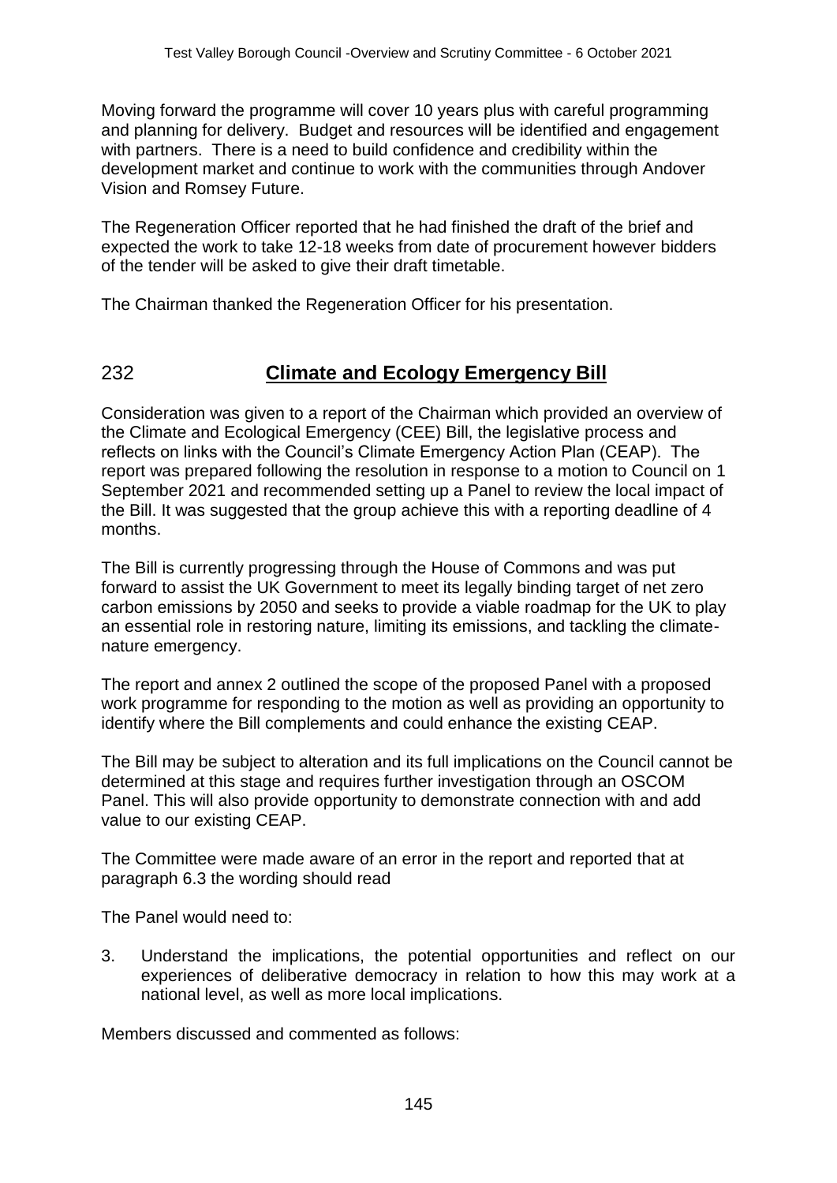Moving forward the programme will cover 10 years plus with careful programming and planning for delivery. Budget and resources will be identified and engagement with partners. There is a need to build confidence and credibility within the development market and continue to work with the communities through Andover Vision and Romsey Future.

The Regeneration Officer reported that he had finished the draft of the brief and expected the work to take 12-18 weeks from date of procurement however bidders of the tender will be asked to give their draft timetable.

The Chairman thanked the Regeneration Officer for his presentation.

## 232 **Climate and Ecology Emergency Bill**

Consideration was given to a report of the Chairman which provided an overview of the Climate and Ecological Emergency (CEE) Bill, the legislative process and reflects on links with the Council's Climate Emergency Action Plan (CEAP). The report was prepared following the resolution in response to a motion to Council on 1 September 2021 and recommended setting up a Panel to review the local impact of the Bill. It was suggested that the group achieve this with a reporting deadline of 4 months.

The Bill is currently progressing through the House of Commons and was put forward to assist the UK Government to meet its legally binding target of net zero carbon emissions by 2050 and seeks to provide a viable roadmap for the UK to play an essential role in restoring nature, limiting its emissions, and tackling the climate-nature emergency.

The report and annex 2 outlined the scope of the proposed Panel with a proposed work programme for responding to the motion as well as providing an opportunity to identify where the Bill complements and could enhance the existing CEAP.

The Bill may be subject to alteration and its full implications on the Council cannot be determined at this stage and requires further investigation through an OSCOM Panel. This will also provide opportunity to demonstrate connection with and add value to our existing CEAP.

The Committee were made aware of an error in the report and reported that at paragraph 6.3 the wording should read

The Panel would need to:

3. Understand the implications, the potential opportunities and reflect on our experiences of deliberative democracy in relation to how this may work at a national level, as well as more local implications.

Members discussed and commented as follows: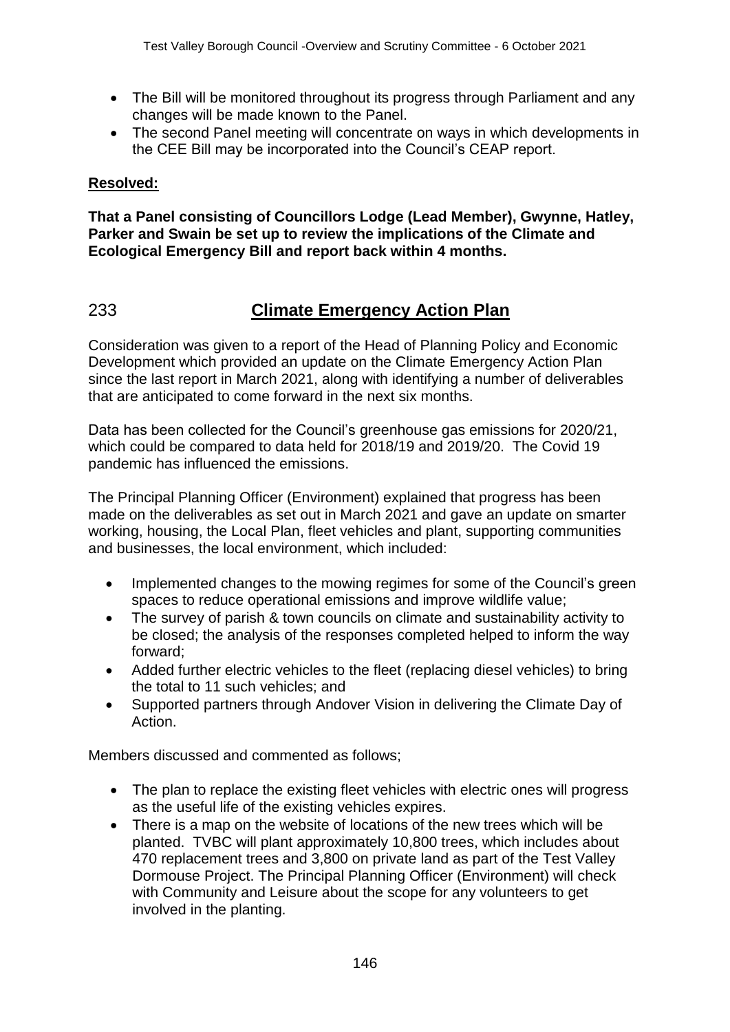- The Bill will be monitored throughout its progress through Parliament and any changes will be made known to the Panel.
- The second Panel meeting will concentrate on ways in which developments in the CEE Bill may be incorporated into the Council's CEAP report.

**Resolved:**

**That a Panel consisting of Councillors Lodge (Lead Member), Gwynne, Hatley, Parker and Swain be set up to review the implications of the Climate and Ecological Emergency Bill and report back within 4 months.**

## 233 Climate Emergency Action Plan

Consideration was given to a report of the Head of Planning Policy and Economic Development which provided an update on the Climate Emergency Action Plan since the last report in March 2021, along with identifying a number of deliverables that are anticipated to come forward in the next six months.

Data has been collected for the Council's greenhouse gas emissions for 2020/21, which could be compared to data held for 2018/19 and 2019/20. The Covid 19 pandemic has influenced the emissions.

The Principal Planning Officer (Environment) explained that progress has been made on the deliverables as set out in March 2021 and gave an update on smarter working, housing, the Local Plan, fleet vehicles and plant, supporting communities and businesses, the local environment, which included:

- Implemented changes to the mowing regimes for some of the Council's green spaces to reduce operational emissions and improve wildlife value;
- The survey of parish & town councils on climate and sustainability activity to be closed; the analysis of the responses completed helped to inform the way forward;
- Added further electric vehicles to the fleet (replacing diesel vehicles) to bring the total to 11 such vehicles; and
- Supported partners through Andover Vision in delivering the Climate Day of Action.

Members discussed and commented as follows;

- The plan to replace the existing fleet vehicles with electric ones will progress as the useful life of the existing vehicles expires.
- There is a map on the website of locations of the new trees which will be planted. TVBC will plant approximately 10,800 trees, which includes about 470 replacement trees and 3,800 on private land as part of the Test Valley Dormouse Project. The Principal Planning Officer (Environment) will check with Community and Leisure about the scope for any volunteers to get involved in the planting.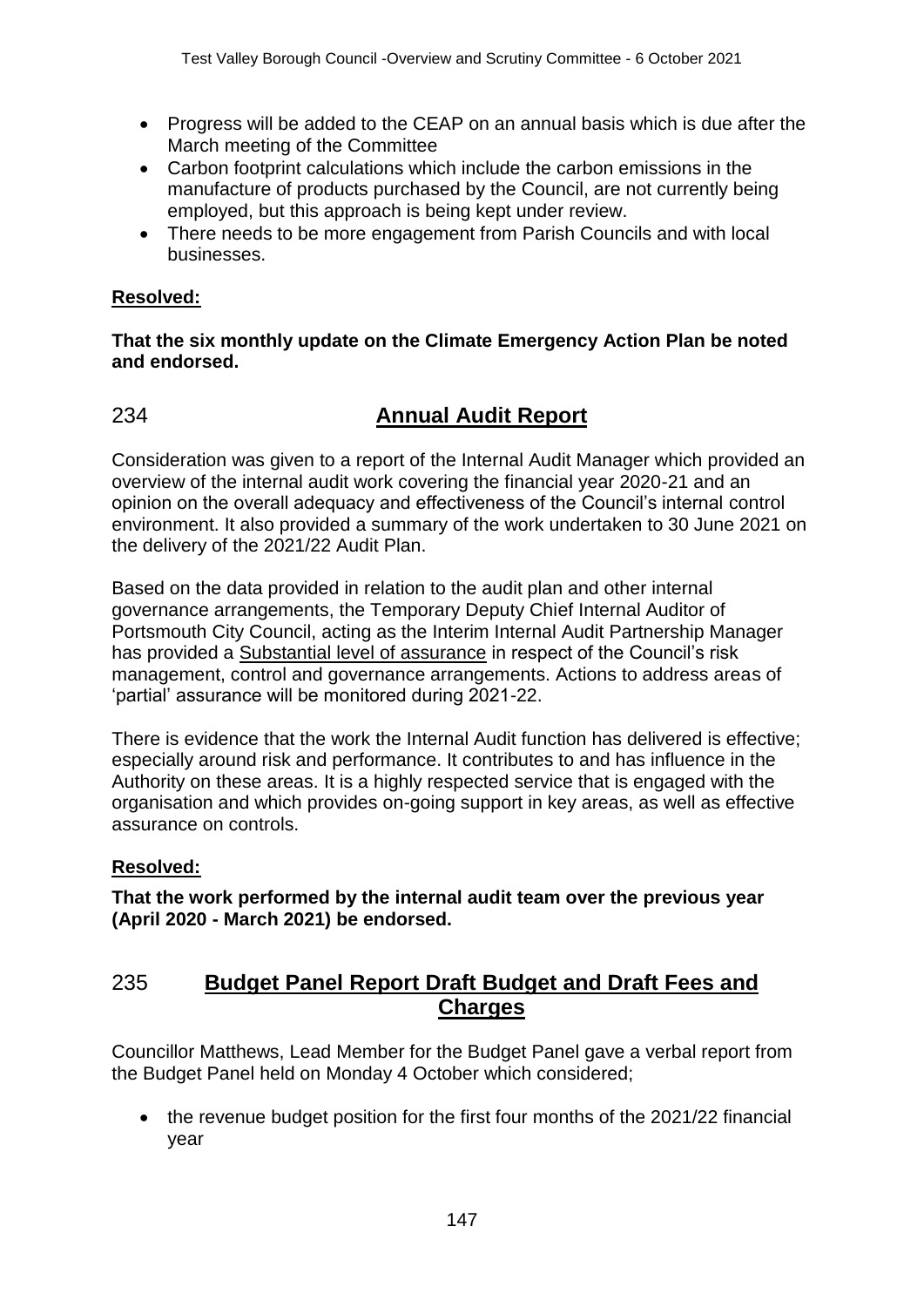- Progress will be added to the CEAP on an annual basis which is due after the March meeting of the Committee
- Carbon footprint calculations which include the carbon emissions in the manufacture of products purchased by the Council, are not currently being employed, but this approach is being kept under review.
- There needs to be more engagement from Parish Councils and with local businesses.

**Resolved:**

**That the six monthly update on the Climate Emergency Action Plan be noted and endorsed.**

## 234 Annual Audit Report

Consideration was given to a report of the Internal Audit Manager which provided an overview of the internal audit work covering the financial year 2020-21 and an opinion on the overall adequacy and effectiveness of the Council's internal control environment. It also provided a summary of the work undertaken to 30 June 2021 on the delivery of the 2021/22 Audit Plan.

Based on the data provided in relation to the audit plan and other internal governance arrangements, the Temporary Deputy Chief Internal Auditor of Portsmouth City Council, acting as the Interim Internal Audit Partnership Manager has provided a Substantial level of assurance in respect of the Council's risk management, control and governance arrangements. Actions to address areas of 'partial' assurance will be monitored during 2021-22.

There is evidence that the work the Internal Audit function has delivered is effective; especially around risk and performance. It contributes to and has influence in the Authority on these areas. It is a highly respected service that is engaged with the organisation and which provides on-going support in key areas, as well as effective assurance on controls.

**Resolved:**

**That the work performed by the internal audit team over the previous year (April 2020 - March 2021) be endorsed.**

## 235 Budget Panel Report Draft Budget and Draft Fees and Charges

Councillor Matthews, Lead Member for the Budget Panel gave a verbal report from the Budget Panel held on Monday 4 October which considered;

- the revenue budget position for the first four months of the 2021/22 financial year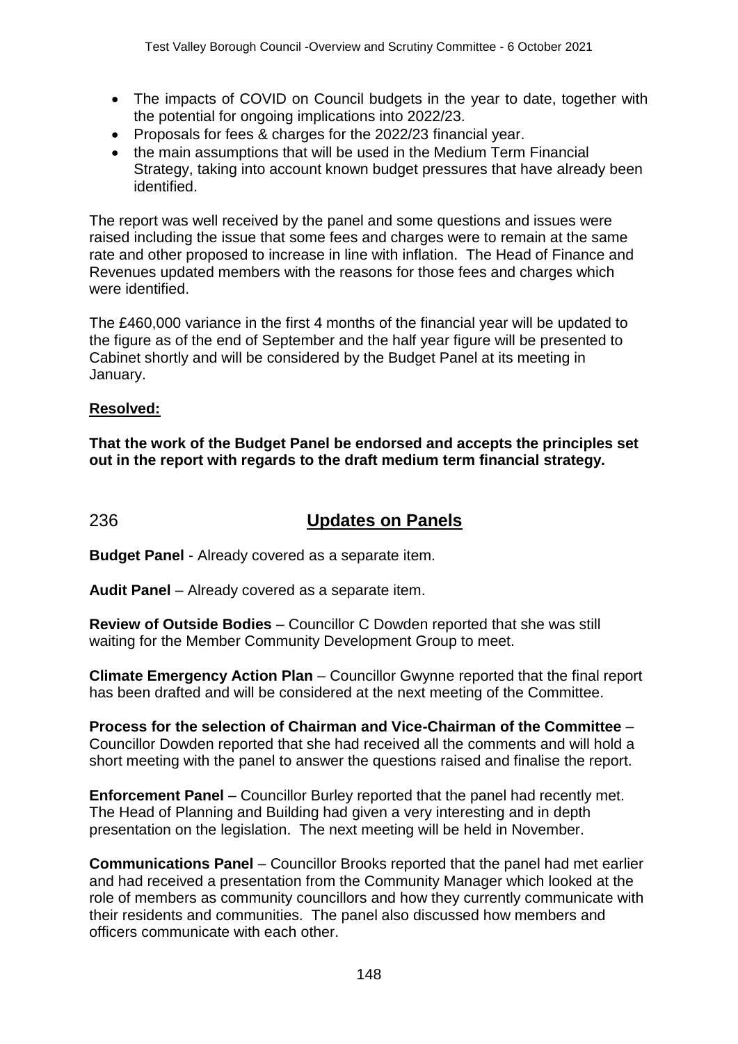- The impacts of COVID on Council budgets in the year to date, together with the potential for ongoing implications into 2022/23.
- Proposals for fees & charges for the 2022/23 financial year.
- the main assumptions that will be used in the Medium Term Financial Strategy, taking into account known budget pressures that have already been identified.

The report was well received by the panel and some questions and issues were raised including the issue that some fees and charges were to remain at the same rate and other proposed to increase in line with inflation. The Head of Finance and Revenues updated members with the reasons for those fees and charges which were identified.

The £460,000 variance in the first 4 months of the financial year will be updated to the figure as of the end of September and the half year figure will be presented to Cabinet shortly and will be considered by the Budget Panel at its meeting in January.

**Resolved:**

**That the work of the Budget Panel be endorsed and accepts the principles set out in the report with regards to the draft medium term financial strategy.**

## 236 **Updates on Panels**

**Budget Panel** - Already covered as a separate item.

**Audit Panel** – Already covered as a separate item.

**Review of Outside Bodies** – Councillor C Dowden reported that she was still waiting for the Member Community Development Group to meet.

**Climate Emergency Action Plan** – Councillor Gwynne reported that the final report has been drafted and will be considered at the next meeting of the Committee.

**Process for the selection of Chairman and Vice-Chairman of the Committee** – Councillor Dowden reported that she had received all the comments and will hold a short meeting with the panel to answer the questions raised and finalise the report.

**Enforcement Panel** – Councillor Burley reported that the panel had recently met. The Head of Planning and Building had given a very interesting and in depth presentation on the legislation. The next meeting will be held in November.

**Communications Panel** – Councillor Brooks reported that the panel had met earlier and had received a presentation from the Community Manager which looked at the role of members as community councillors and how they currently communicate with their residents and communities. The panel also discussed how members and officers communicate with each other.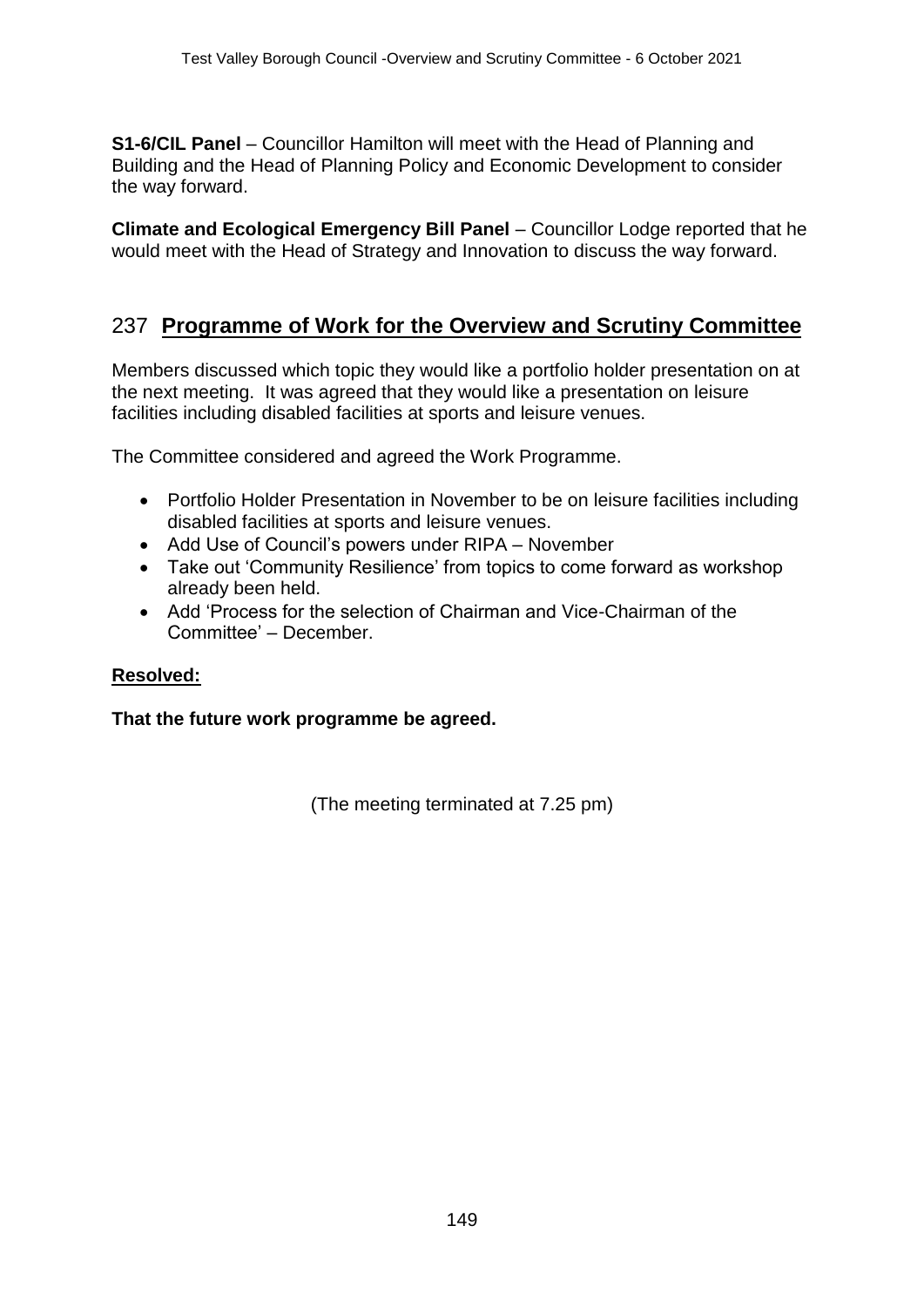**S1-6/CIL Panel** – Councillor Hamilton will meet with the Head of Planning and Building and the Head of Planning Policy and Economic Development to consider the way forward.

**Climate and Ecological Emergency Bill Panel** – Councillor Lodge reported that he would meet with the Head of Strategy and Innovation to discuss the way forward.

## 237 Programme of Work for the Overview and Scrutiny Committee

Members discussed which topic they would like a portfolio holder presentation on at the next meeting. It was agreed that they would like a presentation on leisure facilities including disabled facilities at sports and leisure venues.

The Committee considered and agreed the Work Programme.

- Portfolio Holder Presentation in November to be on leisure facilities including disabled facilities at sports and leisure venues.
- Add Use of Council's powers under RIPA – November
- Take out 'Community Resilience' from topics to come forward as workshop already been held.
- Add 'Process for the selection of Chairman and Vice-Chairman of the Committee' – December.

**Resolved:**

**That the future work programme be agreed.**

(The meeting terminated at 7.25 pm)